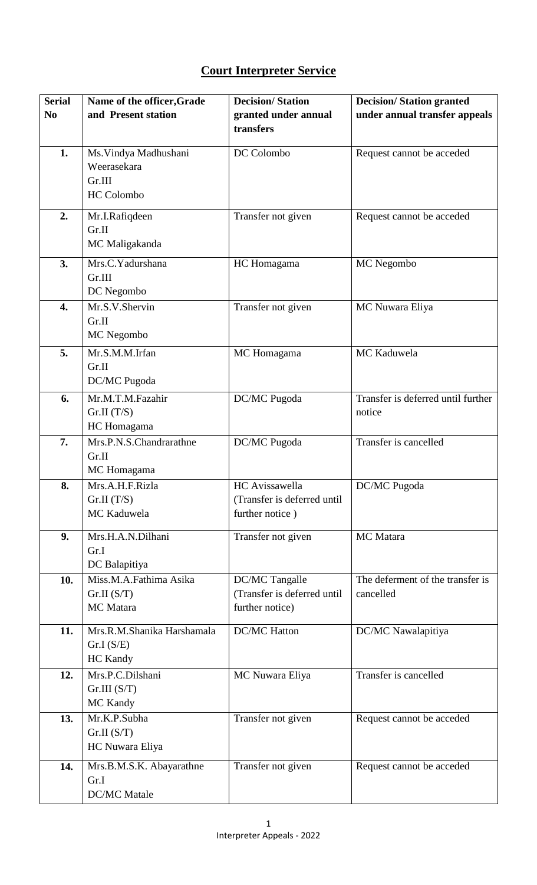## Court Interpreter Service

| Serial No | Name of the officer,Grade and Present station | Decision/ Station granted under annual transfers | Decision/ Station granted under annual transfer appeals |
|---|---|---|---|
| 1. | Ms.Vindya Madhushani Weerasekara<br>Gr.III<br>HC Colombo | DC Colombo | Request cannot be acceded |
| 2. | Mr.I.Rafiqdeen<br>Gr.II<br>MC Maligakanda | Transfer not given | Request cannot be acceded |
| 3. | Mrs.C.Yadurshana<br>Gr.III<br>DC Negombo | HC Homagama | MC Negombo |
| 4. | Mr.S.V.Shervin<br>Gr.II<br>MC Negombo | Transfer not given | MC Nuwara Eliya |
| 5. | Mr.S.M.M.Irfan<br>Gr.II<br>DC/MC Pugoda | MC Homagama | MC Kaduwela |
| 6. | Mr.M.T.M.Fazahir<br>Gr.II (T/S)<br>HC Homagama | DC/MC Pugoda | Transfer is deferred until further notice |
| 7. | Mrs.P.N.S.Chandrarathne<br>Gr.II<br>MC Homagama | DC/MC Pugoda | Transfer is cancelled |
| 8. | Mrs.A.H.F.Rizla<br>Gr.II (T/S)<br>MC Kaduwela | HC Avissawella<br>(Transfer is deferred until further notice ) | DC/MC Pugoda |
| 9. | Mrs.H.A.N.Dilhani<br>Gr.I<br>DC Balapitiya | Transfer not given | MC Matara |
| 10. | Miss.M.A.Fathima Asika<br>Gr.II (S/T)<br>MC Matara | DC/MC Tangalle<br>(Transfer is deferred until further notice) | The deferment of the transfer is cancelled |
| 11. | Mrs.R.M.Shanika Harshamala<br>Gr.I (S/E)<br>HC Kandy | DC/MC Hatton | DC/MC Nawalapitiya |
| 12. | Mrs.P.C.Dilshani<br>Gr.III (S/T)<br>MC Kandy | MC Nuwara Eliya | Transfer is cancelled |
| 13. | Mr.K.P.Subha<br>Gr.II (S/T)<br>HC Nuwara Eliya | Transfer not given | Request cannot be acceded |
| 14. | Mrs.B.M.S.K. Abayarathne<br>Gr.I<br>DC/MC Matale | Transfer not given | Request cannot be acceded |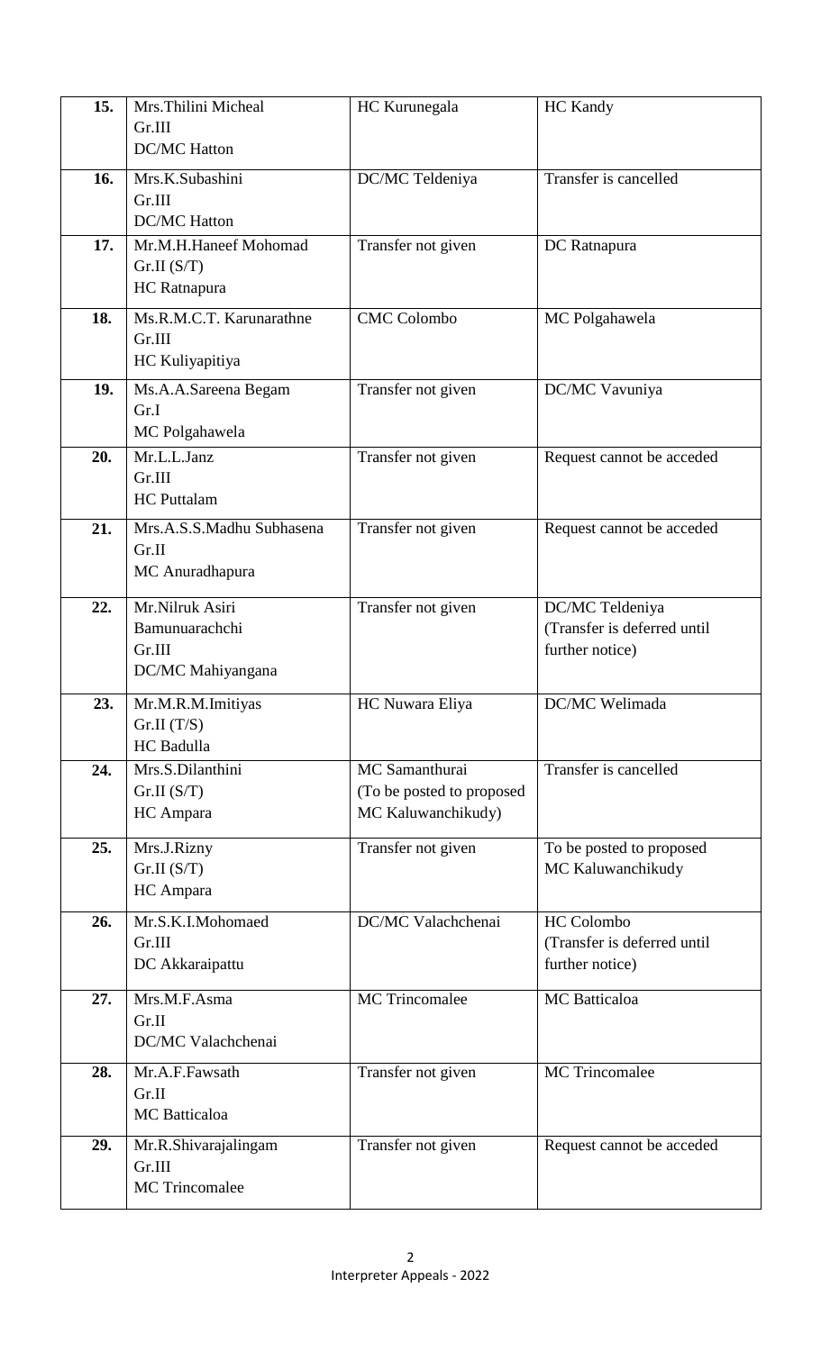| | | | |
|---|---|---|---|
| **15.** | Mrs.Thilini Micheal<br>Gr.III<br>DC/MC Hatton | HC Kurunegala | HC Kandy |
| **16.** | Mrs.K.Subashini<br>Gr.III<br>DC/MC Hatton | DC/MC Teldeniya | Transfer is cancelled |
| **17.** | Mr.M.H.Haneef Mohomad<br>Gr.II (S/T)<br>HC Ratnapura | Transfer not given | DC Ratnapura |
| **18.** | Ms.R.M.C.T. Karunarathne<br>Gr.III<br>HC Kuliyapitiya | CMC Colombo | MC Polgahawela |
| **19.** | Ms.A.A.Sareena Begam<br>Gr.I<br>MC Polgahawela | Transfer not given | DC/MC Vavuniya |
| **20.** | Mr.L.L.Janz<br>Gr.III<br>HC Puttalam | Transfer not given | Request cannot be acceded |
| **21.** | Mrs.A.S.S.Madhu Subhasena<br>Gr.II<br>MC Anuradhapura | Transfer not given | Request cannot be acceded |
| **22.** | Mr.Nilruk Asiri<br>Bamunuarachchi<br>Gr.III<br>DC/MC Mahiyangana | Transfer not given | DC/MC Teldeniya<br>(Transfer is deferred until further notice) |
| **23.** | Mr.M.R.M.Imitiyas<br>Gr.II (T/S)<br>HC Badulla | HC Nuwara Eliya | DC/MC Welimada |
| **24.** | Mrs.S.Dilanthini<br>Gr.II (S/T)<br>HC Ampara | MC Samanthurai<br>(To be posted to proposed MC Kaluwanchikudy) | Transfer is cancelled |
| **25.** | Mrs.J.Rizny<br>Gr.II (S/T)<br>HC Ampara | Transfer not given | To be posted to proposed MC Kaluwanchikudy |
| **26.** | Mr.S.K.I.Mohomaed<br>Gr.III<br>DC Akkaraipattu | DC/MC Valachchenai | HC Colombo<br>(Transfer is deferred until further notice) |
| **27.** | Mrs.M.F.Asma<br>Gr.II<br>DC/MC Valachchenai | MC Trincomalee | MC Batticaloa |
| **28.** | Mr.A.F.Fawsath<br>Gr.II<br>MC Batticaloa | Transfer not given | MC Trincomalee |
| **29.** | Mr.R.Shivarajalingam<br>Gr.III<br>MC Trincomalee | Transfer not given | Request cannot be acceded |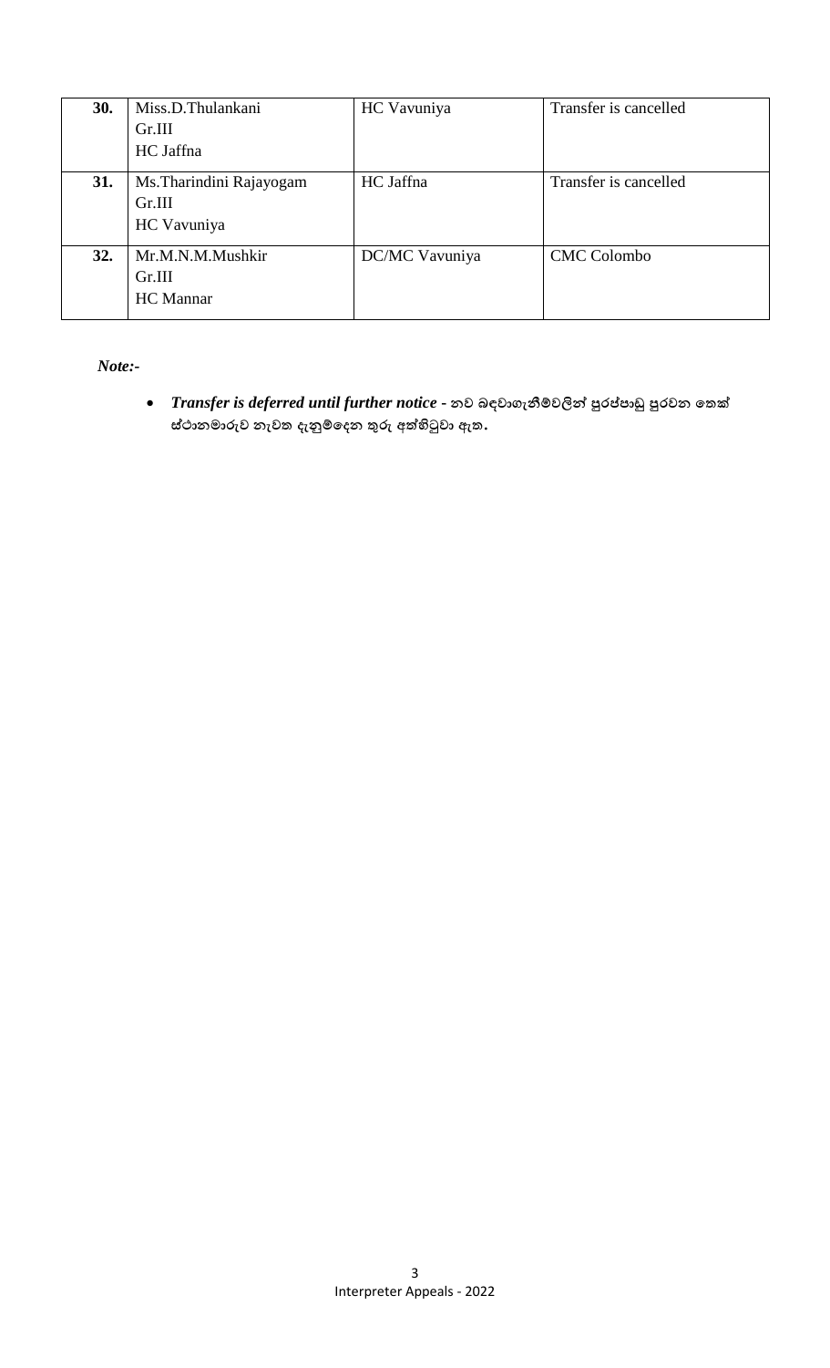| | | | |
|---|---|---|---|
| **30.** | Miss.D.Thulankani<br>Gr.III<br>HC Jaffna | HC Vavuniya | Transfer is cancelled |
| **31.** | Ms.Tharindini Rajayogam<br>Gr.III<br>HC Vavuniya | HC Jaffna | Transfer is cancelled |
| **32.** | Mr.M.N.M.Mushkir<br>Gr.III<br>HC Mannar | DC/MC Vavuniya | CMC Colombo |

***Note:-***

- ***Transfer is deferred until further notice*** **- නව බඳවාගැනීම්වලින් පුරප්පාඩු පුරවන තෙක් ස්ථානමාරුව නැවත දැනුම්දෙන තුරු අත්හිටුවා ඇත.**